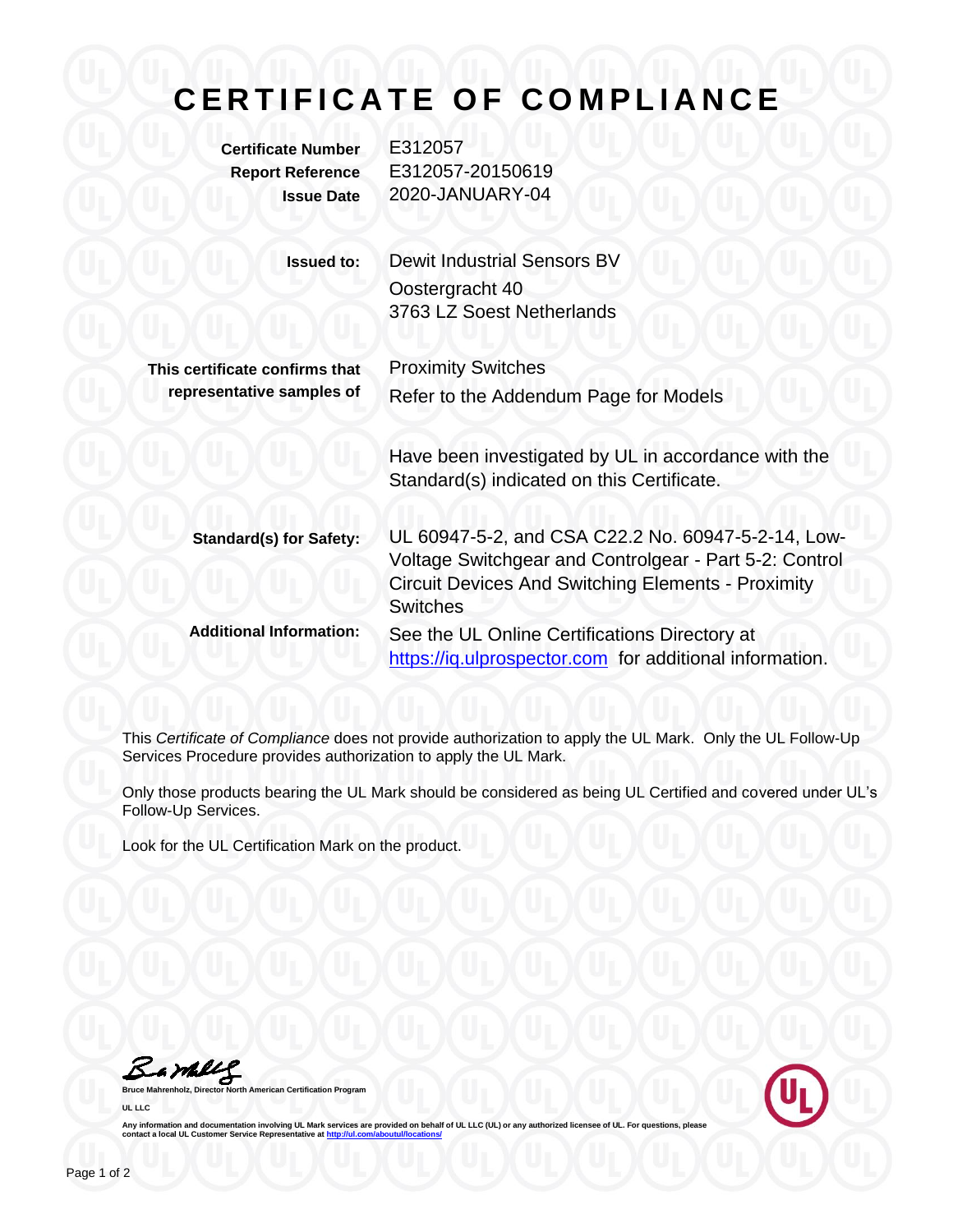# CERTIFICATE OF COMPLIANCE

| | |
|---|---|
| **Certificate Number** | E312057 |
| **Report Reference** | E312057-20150619 |
| **Issue Date** | 2020-JANUARY-04 |
| | |
| **Issued to:** | Dewit Industrial Sensors BV<br>Oostergracht 40<br>3763 LZ Soest Netherlands |
| | |
| **This certificate confirms that representative samples of** | Proximity Switches<br>Refer to the Addendum Page for Models |
| | Have been investigated by UL in accordance with the Standard(s) indicated on this Certificate. |
| | |
| **Standard(s) for Safety:** | UL 60947-5-2, and CSA C22.2 No. 60947-5-2-14, Low-Voltage Switchgear and Controlgear - Part 5-2: Control Circuit Devices And Switching Elements - Proximity Switches |
| **Additional Information:** | See the UL Online Certifications Directory at https://iq.ulprospector.com for additional information. |

This *Certificate of Compliance* does not provide authorization to apply the UL Mark. Only the UL Follow-Up Services Procedure provides authorization to apply the UL Mark.

Only those products bearing the UL Mark should be considered as being UL Certified and covered under UL's Follow-Up Services.

Look for the UL Certification Mark on the product.

**Bruce Mahrenholz, Director North American Certification Program**

**UL LLC**

Any information and documentation involving UL Mark services are provided on behalf of UL LLC (UL) or any authorized licensee of UL. For questions, please contact a local UL Customer Service Representative at http://ul.com/aboutul/locations/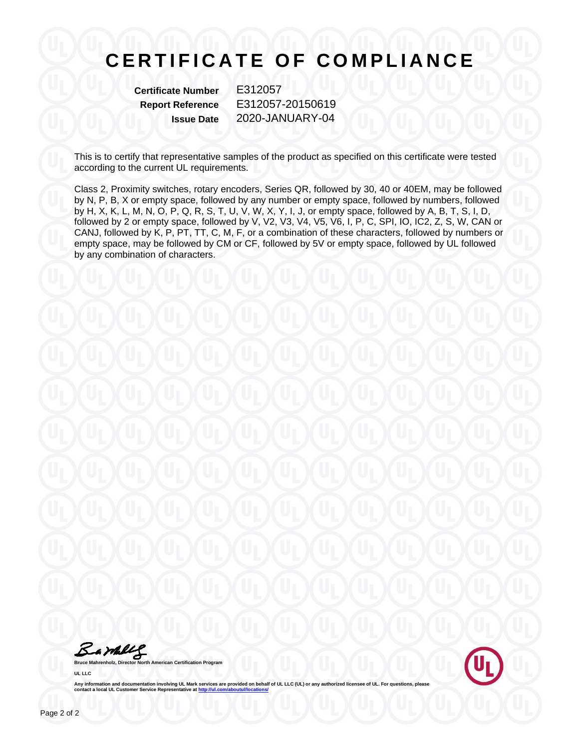# CERTIFICATE OF COMPLIANCE

**Certificate Number** E312057
**Report Reference** E312057-20150619
**Issue Date** 2020-JANUARY-04

This is to certify that representative samples of the product as specified on this certificate were tested according to the current UL requirements.

Class 2, Proximity switches, rotary encoders, Series QR, followed by 30, 40 or 40EM, may be followed by N, P, B, X or empty space, followed by any number or empty space, followed by numbers, followed by H, X, K, L, M, N, O, P, Q, R, S, T, U, V, W, X, Y, I, J, or empty space, followed by A, B, T, S, I, D, followed by 2 or empty space, followed by V, V2, V3, V4, V5, V6, I, P, C, SPI, IO, IC2, Z, S, W, CAN or CANJ, followed by K, P, PT, TT, C, M, F, or a combination of these characters, followed by numbers or empty space, may be followed by CM or CF, followed by 5V or empty space, followed by UL followed by any combination of characters.

**Bruce Mahrenholz, Director North American Certification Program**

**UL LLC**

Any information and documentation involving UL Mark services are provided on behalf of UL LLC (UL) or any authorized licensee of UL. For questions, please contact a local UL Customer Service Representative at http://ul.com/aboutul/locations/